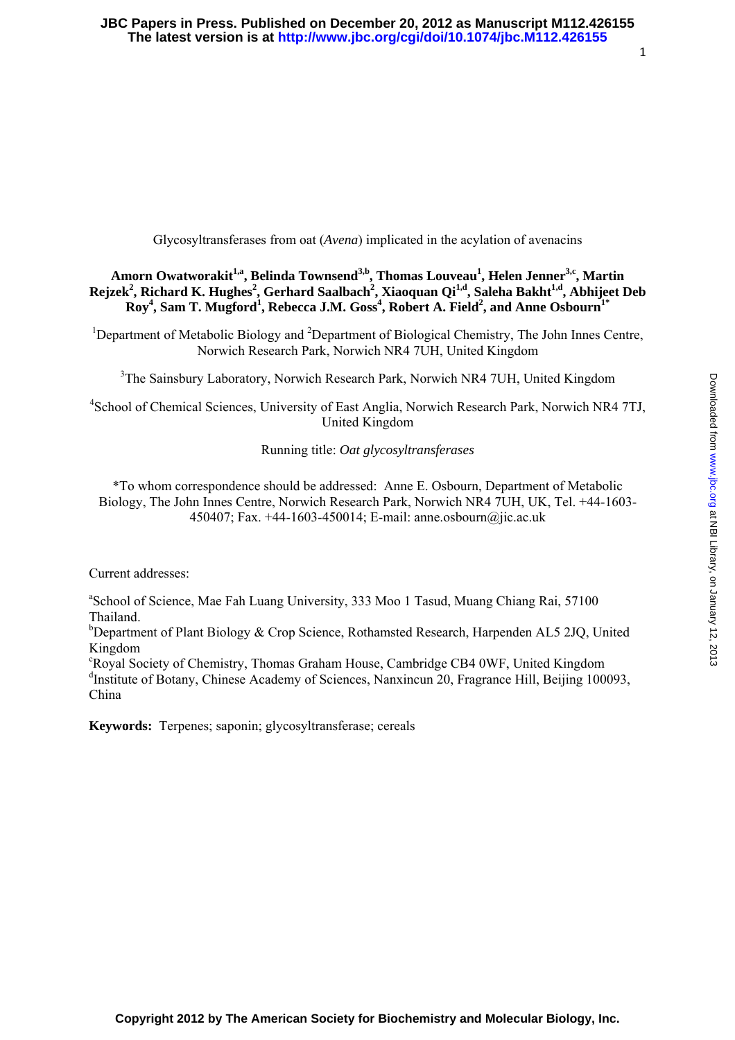# Glycosyltransferases from oat (*Avena*) implicated in the acylation of avenacins

**Amorn Owatworakit[1,a], Belinda Townsend[3,b], Thomas Louveau[1], Helen Jenner[3,c], Martin Rejzek[2], Richard K. Hughes[2], Gerhard Saalbach[2], Xiaoquan Qi[1,d], Saleha Bakht[1,d], Abhijeet Deb Roy[4], Sam T. Mugford[1], Rebecca J.M. Goss[4], Robert A. Field[2], and Anne Osbourn[1*]**

[1]Department of Metabolic Biology and [2]Department of Biological Chemistry, The John Innes Centre, Norwich Research Park, Norwich NR4 7UH, United Kingdom

[3]The Sainsbury Laboratory, Norwich Research Park, Norwich NR4 7UH, United Kingdom

[4]School of Chemical Sciences, University of East Anglia, Norwich Research Park, Norwich NR4 7TJ, United Kingdom

Running title: *Oat glycosyltransferases*

*To whom correspondence should be addressed: Anne E. Osbourn, Department of Metabolic Biology, The John Innes Centre, Norwich Research Park, Norwich NR4 7UH, UK, Tel. +44-1603-450407; Fax. +44-1603-450014; E-mail: anne.osbourn@jic.ac.uk

Current addresses:

[a]School of Science, Mae Fah Luang University, 333 Moo 1 Tasud, Muang Chiang Rai, 57100 Thailand.

[b]Department of Plant Biology & Crop Science, Rothamsted Research, Harpenden AL5 2JQ, United Kingdom

[c]Royal Society of Chemistry, Thomas Graham House, Cambridge CB4 0WF, United Kingdom

[d]Institute of Botany, Chinese Academy of Sciences, Nanxincun 20, Fragrance Hill, Beijing 100093, China

**Keywords:** Terpenes; saponin; glycosyltransferase; cereals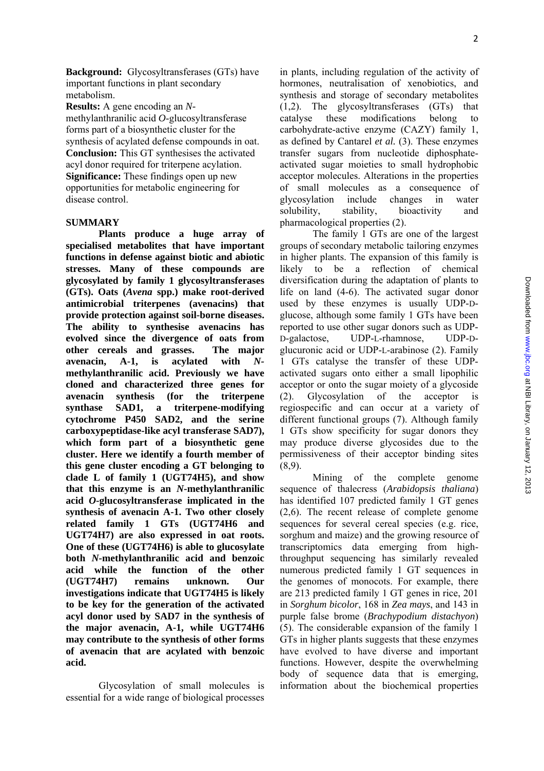**Background:** Glycosyltransferases (GTs) have important functions in plant secondary metabolism.

**Results:** A gene encoding an *N*-methylanthranilic acid *O*-glucosyltransferase forms part of a biosynthetic cluster for the synthesis of acylated defense compounds in oat.

**Conclusion:** This GT synthesises the activated acyl donor required for triterpene acylation.

**Significance:** These findings open up new opportunities for metabolic engineering for disease control.

## SUMMARY

**Plants produce a huge array of specialised metabolites that have important functions in defense against biotic and abiotic stresses. Many of these compounds are glycosylated by family 1 glycosyltransferases (GTs). Oats (*Avena* spp.) make root-derived antimicrobial triterpenes (avenacins) that provide protection against soil-borne diseases. The ability to synthesise avenacins has evolved since the divergence of oats from other cereals and grasses. The major avenacin, A-1, is acylated with *N*-methylanthranilic acid. Previously we have cloned and characterized three genes for avenacin synthesis (for the triterpene synthase SAD1, a triterpene-modifying cytochrome P450 SAD2, and the serine carboxypeptidase-like acyl transferase SAD7), which form part of a biosynthetic gene cluster. Here we identify a fourth member of this gene cluster encoding a GT belonging to clade L of family 1 (UGT74H5), and show that this enzyme is an *N*-methylanthranilic acid *O*-glucosyltransferase implicated in the synthesis of avenacin A-1. Two other closely related family 1 GTs (UGT74H6 and UGT74H7) are also expressed in oat roots. One of these (UGT74H6) is able to glucosylate both *N*-methylanthranilic acid and benzoic acid while the function of the other (UGT74H7) remains unknown. Our investigations indicate that UGT74H5 is likely to be key for the generation of the activated acyl donor used by SAD7 in the synthesis of the major avenacin, A-1, while UGT74H6 may contribute to the synthesis of other forms of avenacin that are acylated with benzoic acid.**

Glycosylation of small molecules is essential for a wide range of biological processes in plants, including regulation of the activity of hormones, neutralisation of xenobiotics, and synthesis and storage of secondary metabolites (1,2). The glycosyltransferases (GTs) that catalyse these modifications belong to carbohydrate-active enzyme (CAZY) family 1, as defined by Cantarel *et al.* (3). These enzymes transfer sugars from nucleotide diphosphate-activated sugar moieties to small hydrophobic acceptor molecules. Alterations in the properties of small molecules as a consequence of glycosylation include changes in water solubility, stability, bioactivity and pharmacological properties (2).

The family 1 GTs are one of the largest groups of secondary metabolic tailoring enzymes in higher plants. The expansion of this family is likely to be a reflection of chemical diversification during the adaptation of plants to life on land (4-6). The activated sugar donor used by these enzymes is usually UDP-D-glucose, although some family 1 GTs have been reported to use other sugar donors such as UDP-D-galactose, UDP-L-rhamnose, UDP-D-glucuronic acid or UDP-L-arabinose (2). Family 1 GTs catalyse the transfer of these UDP-activated sugars onto either a small lipophilic acceptor or onto the sugar moiety of a glycoside (2). Glycosylation of the acceptor is regiospecific and can occur at a variety of different functional groups (7). Although family 1 GTs show specificity for sugar donors they may produce diverse glycosides due to the permissiveness of their acceptor binding sites (8,9).

Mining of the complete genome sequence of thalecress (*Arabidopsis thaliana*) has identified 107 predicted family 1 GT genes (2,6). The recent release of complete genome sequences for several cereal species (e.g. rice, sorghum and maize) and the growing resource of transcriptomics data emerging from high-throughput sequencing has similarly revealed numerous predicted family 1 GT sequences in the genomes of monocots. For example, there are 213 predicted family 1 GT genes in rice, 201 in *Sorghum bicolor*, 168 in *Zea mays*, and 143 in purple false brome (*Brachypodium distachyon*) (5). The considerable expansion of the family 1 GTs in higher plants suggests that these enzymes have evolved to have diverse and important functions. However, despite the overwhelming body of sequence data that is emerging, information about the biochemical properties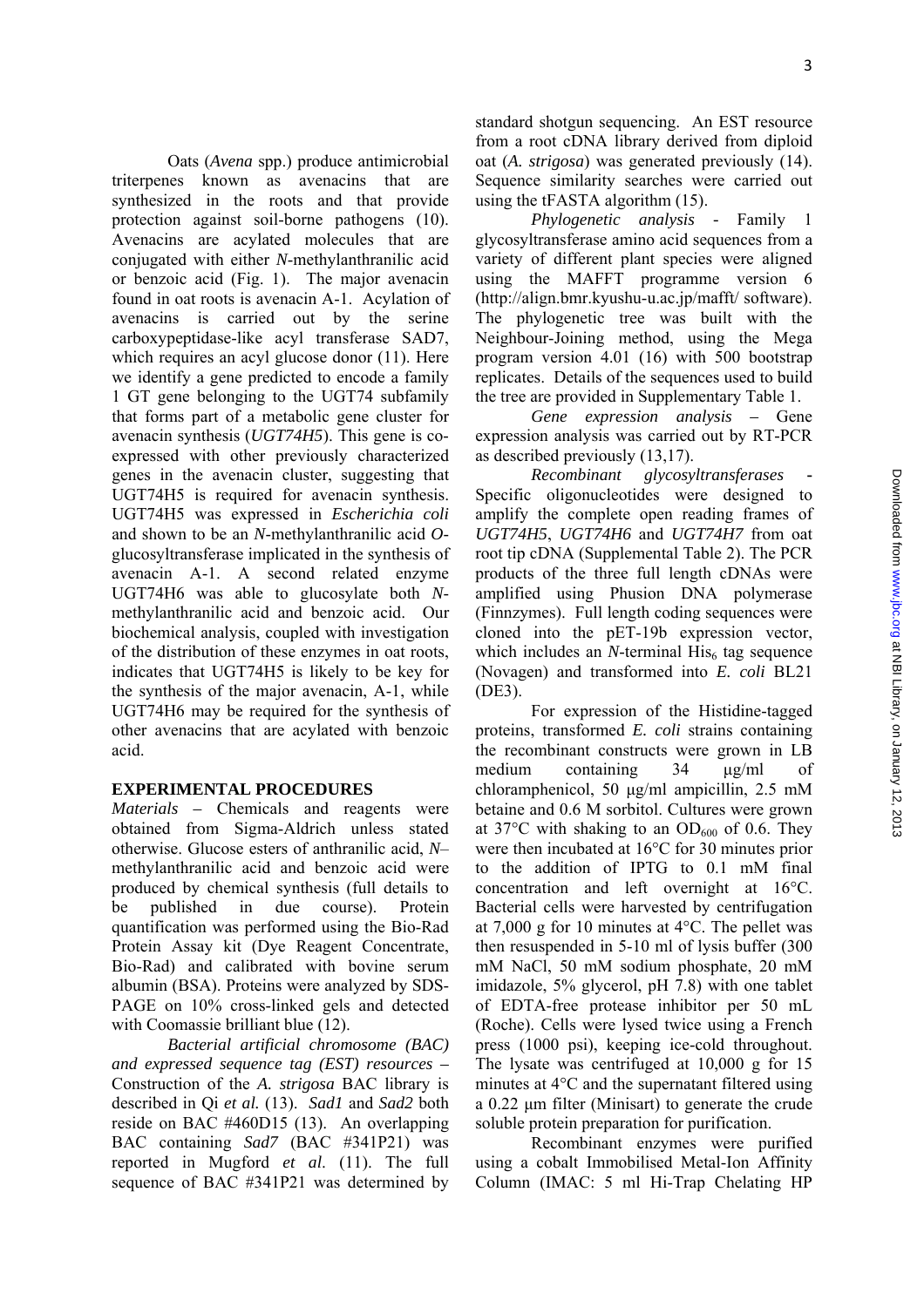Oats (*Avena* spp.) produce antimicrobial triterpenes known as avenacins that are synthesized in the roots and that provide protection against soil-borne pathogens (10). Avenacins are acylated molecules that are conjugated with either *N*-methylanthranilic acid or benzoic acid (Fig. 1). The major avenacin found in oat roots is avenacin A-1. Acylation of avenacins is carried out by the serine carboxypeptidase-like acyl transferase SAD7, which requires an acyl glucose donor (11). Here we identify a gene predicted to encode a family 1 GT gene belonging to the UGT74 subfamily that forms part of a metabolic gene cluster for avenacin synthesis (*UGT74H5*). This gene is co-expressed with other previously characterized genes in the avenacin cluster, suggesting that UGT74H5 is required for avenacin synthesis. UGT74H5 was expressed in *Escherichia coli* and shown to be an *N*-methylanthranilic acid *O*-glucosyltransferase implicated in the synthesis of avenacin A-1. A second related enzyme UGT74H6 was able to glucosylate both *N*-methylanthranilic acid and benzoic acid. Our biochemical analysis, coupled with investigation of the distribution of these enzymes in oat roots, indicates that UGT74H5 is likely to be key for the synthesis of the major avenacin, A-1, while UGT74H6 may be required for the synthesis of other avenacins that are acylated with benzoic acid.

## EXPERIMENTAL PROCEDURES

*Materials* – Chemicals and reagents were obtained from Sigma-Aldrich unless stated otherwise. Glucose esters of anthranilic acid, *N*–methylanthranilic acid and benzoic acid were produced by chemical synthesis (full details to be published in due course). Protein quantification was performed using the Bio-Rad Protein Assay kit (Dye Reagent Concentrate, Bio-Rad) and calibrated with bovine serum albumin (BSA). Proteins were analyzed by SDS-PAGE on 10% cross-linked gels and detected with Coomassie brilliant blue (12).

*Bacterial artificial chromosome (BAC) and expressed sequence tag (EST) resources* – Construction of the *A. strigosa* BAC library is described in Qi *et al.* (13). *Sad1* and *Sad2* both reside on BAC #460D15 (13). An overlapping BAC containing *Sad7* (BAC #341P21) was reported in Mugford *et al*. (11). The full sequence of BAC #341P21 was determined by standard shotgun sequencing. An EST resource from a root cDNA library derived from diploid oat (*A. strigosa*) was generated previously (14). Sequence similarity searches were carried out using the tFASTA algorithm (15).

*Phylogenetic analysis* - Family 1 glycosyltransferase amino acid sequences from a variety of different plant species were aligned using the MAFFT programme version 6 (http://align.bmr.kyushu-u.ac.jp/mafft/ software). The phylogenetic tree was built with the Neighbour-Joining method, using the Mega program version 4.01 (16) with 500 bootstrap replicates. Details of the sequences used to build the tree are provided in Supplementary Table 1.

*Gene expression analysis* – Gene expression analysis was carried out by RT-PCR as described previously (13,17).

*Recombinant glycosyltransferases* - Specific oligonucleotides were designed to amplify the complete open reading frames of *UGT74H5*, *UGT74H6* and *UGT74H7* from oat root tip cDNA (Supplemental Table 2). The PCR products of the three full length cDNAs were amplified using Phusion DNA polymerase (Finnzymes). Full length coding sequences were cloned into the pET-19b expression vector, which includes an *N*-terminal $His_6$ tag sequence (Novagen) and transformed into *E. coli* BL21 (DE3).

For expression of the Histidine-tagged proteins, transformed *E. coli* strains containing the recombinant constructs were grown in LB medium containing 34 μg/ml of chloramphenicol, 50 μg/ml ampicillin, 2.5 mM betaine and 0.6 M sorbitol. Cultures were grown at 37°C with shaking to an $OD_{600}$ of 0.6. They were then incubated at 16°C for 30 minutes prior to the addition of IPTG to 0.1 mM final concentration and left overnight at 16°C. Bacterial cells were harvested by centrifugation at 7,000 g for 10 minutes at 4°C. The pellet was then resuspended in 5-10 ml of lysis buffer (300 mM NaCl, 50 mM sodium phosphate, 20 mM imidazole, 5% glycerol, pH 7.8) with one tablet of EDTA-free protease inhibitor per 50 mL (Roche). Cells were lysed twice using a French press (1000 psi), keeping ice-cold throughout. The lysate was centrifuged at 10,000 g for 15 minutes at 4°C and the supernatant filtered using a 0.22 μm filter (Minisart) to generate the crude soluble protein preparation for purification.

Recombinant enzymes were purified using a cobalt Immobilised Metal-Ion Affinity Column (IMAC: 5 ml Hi-Trap Chelating HP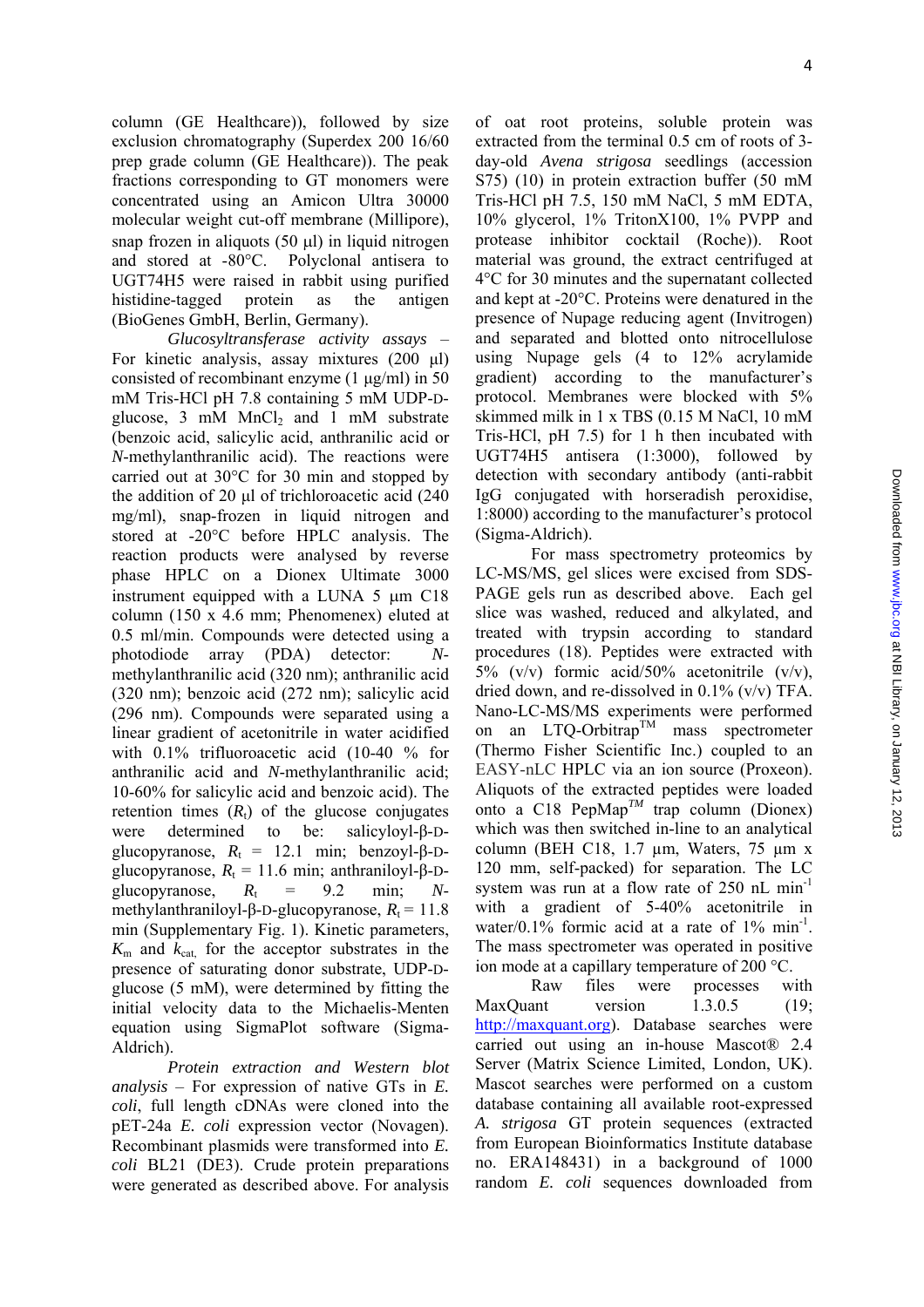column (GE Healthcare)), followed by size exclusion chromatography (Superdex 200 16/60 prep grade column (GE Healthcare)). The peak fractions corresponding to GT monomers were concentrated using an Amicon Ultra 30000 molecular weight cut-off membrane (Millipore), snap frozen in aliquots (50 µl) in liquid nitrogen and stored at -80°C. Polyclonal antisera to UGT74H5 were raised in rabbit using purified histidine-tagged protein as the antigen (BioGenes GmbH, Berlin, Germany).

*Glucosyltransferase activity assays* – For kinetic analysis, assay mixtures (200 µl) consisted of recombinant enzyme (1 µg/ml) in 50 mM Tris-HCl pH 7.8 containing 5 mM UDP-D-glucose, 3 mM $MnCl_2$ and 1 mM substrate (benzoic acid, salicylic acid, anthranilic acid or *N*-methylanthranilic acid). The reactions were carried out at 30°C for 30 min and stopped by the addition of 20 µl of trichloroacetic acid (240 mg/ml), snap-frozen in liquid nitrogen and stored at -20°C before HPLC analysis. The reaction products were analysed by reverse phase HPLC on a Dionex Ultimate 3000 instrument equipped with a LUNA 5 µm C18 column (150 x 4.6 mm; Phenomenex) eluted at 0.5 ml/min. Compounds were detected using a photodiode array (PDA) detector: *N*-methylanthranilic acid (320 nm); anthranilic acid (320 nm); benzoic acid (272 nm); salicylic acid (296 nm). Compounds were separated using a linear gradient of acetonitrile in water acidified with 0.1% trifluoroacetic acid (10-40 % for anthranilic acid and *N*-methylanthranilic acid; 10-60% for salicylic acid and benzoic acid). The retention times ($R_t$) of the glucose conjugates were determined to be: salicyloyl-β-D-glucopyranose, $R_t$ = 12.1 min; benzoyl-β-D-glucopyranose, $R_t$ = 11.6 min; anthraniloyl-β-D-glucopyranose, $R_t$ = 9.2 min; *N*-methylanthraniloyl-β-D-glucopyranose, $R_t$ = 11.8 min (Supplementary Fig. 1). Kinetic parameters, $K_m$ and $k_{cat}$, for the acceptor substrates in the presence of saturating donor substrate, UDP-D-glucose (5 mM), were determined by fitting the initial velocity data to the Michaelis-Menten equation using SigmaPlot software (Sigma-Aldrich).

*Protein extraction and Western blot analysis* – For expression of native GTs in *E. coli*, full length cDNAs were cloned into the pET-24a *E. coli* expression vector (Novagen). Recombinant plasmids were transformed into *E. coli* BL21 (DE3). Crude protein preparations were generated as described above. For analysis of oat root proteins, soluble protein was extracted from the terminal 0.5 cm of roots of 3-day-old *Avena strigosa* seedlings (accession S75) (10) in protein extraction buffer (50 mM Tris-HCl pH 7.5, 150 mM NaCl, 5 mM EDTA, 10% glycerol, 1% TritonX100, 1% PVPP and protease inhibitor cocktail (Roche)). Root material was ground, the extract centrifuged at 4°C for 30 minutes and the supernatant collected and kept at -20°C. Proteins were denatured in the presence of Nupage reducing agent (Invitrogen) and separated and blotted onto nitrocellulose using Nupage gels (4 to 12% acrylamide gradient) according to the manufacturer's protocol. Membranes were blocked with 5% skimmed milk in 1 x TBS (0.15 M NaCl, 10 mM Tris-HCl, pH 7.5) for 1 h then incubated with UGT74H5 antisera (1:3000), followed by detection with secondary antibody (anti-rabbit IgG conjugated with horseradish peroxidise, 1:8000) according to the manufacturer's protocol (Sigma-Aldrich).

For mass spectrometry proteomics by LC-MS/MS, gel slices were excised from SDS-PAGE gels run as described above. Each gel slice was washed, reduced and alkylated, and treated with trypsin according to standard procedures (18). Peptides were extracted with 5% (v/v) formic acid/50% acetonitrile (v/v), dried down, and re-dissolved in 0.1% (v/v) TFA. Nano-LC-MS/MS experiments were performed on an LTQ-Orbitrap™ mass spectrometer (Thermo Fisher Scientific Inc.) coupled to an EASY-nLC HPLC via an ion source (Proxeon). Aliquots of the extracted peptides were loaded onto a C18 PepMap™ trap column (Dionex) which was then switched in-line to an analytical column (BEH C18, 1.7 µm, Waters, 75 µm x 120 mm, self-packed) for separation. The LC system was run at a flow rate of 250 nL $min^{-1}$ with a gradient of 5-40% acetonitrile in water/0.1% formic acid at a rate of 1% $min^{-1}$. The mass spectrometer was operated in positive ion mode at a capillary temperature of 200 °C.

Raw files were processes with MaxQuant version 1.3.0.5 (19; http://maxquant.org). Database searches were carried out using an in-house Mascot® 2.4 Server (Matrix Science Limited, London, UK). Mascot searches were performed on a custom database containing all available root-expressed *A. strigosa* GT protein sequences (extracted from European Bioinformatics Institute database no. ERA148431) in a background of 1000 random *E. coli* sequences downloaded from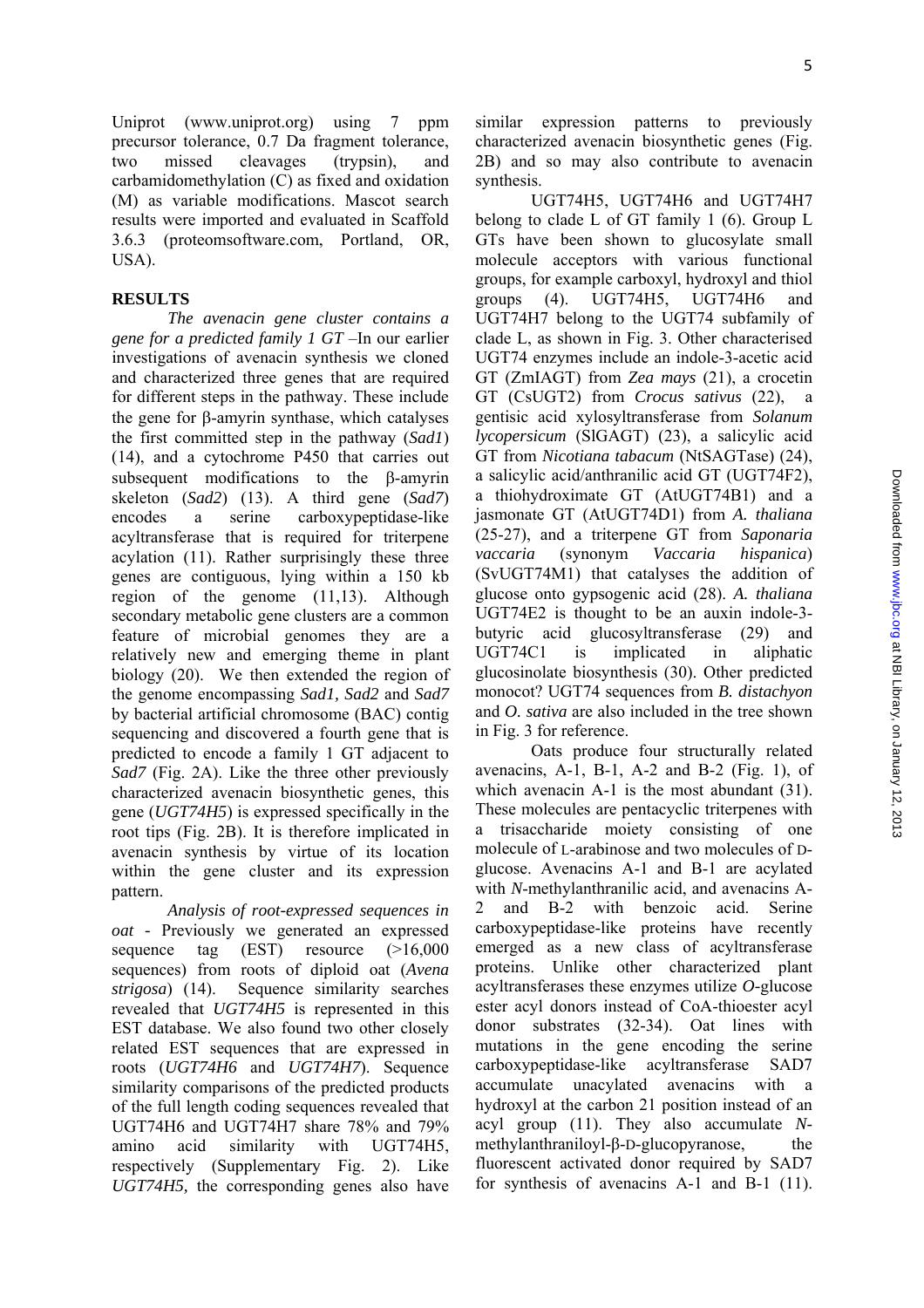Uniprot (www.uniprot.org) using 7 ppm precursor tolerance, 0.7 Da fragment tolerance, two missed cleavages (trypsin), and carbamidomethylation (C) as fixed and oxidation (M) as variable modifications. Mascot search results were imported and evaluated in Scaffold 3.6.3 (proteomsoftware.com, Portland, OR, USA).

## RESULTS

*The avenacin gene cluster contains a gene for a predicted family 1 GT* –In our earlier investigations of avenacin synthesis we cloned and characterized three genes that are required for different steps in the pathway. These include the gene for β-amyrin synthase, which catalyses the first committed step in the pathway (*Sad1*) (14), and a cytochrome P450 that carries out subsequent modifications to the β-amyrin skeleton (*Sad2*) (13). A third gene (*Sad7*) encodes a serine carboxypeptidase-like acyltransferase that is required for triterpene acylation (11). Rather surprisingly these three genes are contiguous, lying within a 150 kb region of the genome (11,13). Although secondary metabolic gene clusters are a common feature of microbial genomes they are a relatively new and emerging theme in plant biology (20). We then extended the region of the genome encompassing *Sad1, Sad2* and *Sad7* by bacterial artificial chromosome (BAC) contig sequencing and discovered a fourth gene that is predicted to encode a family 1 GT adjacent to *Sad7* (Fig. 2A). Like the three other previously characterized avenacin biosynthetic genes, this gene (*UGT74H5*) is expressed specifically in the root tips (Fig. 2B). It is therefore implicated in avenacin synthesis by virtue of its location within the gene cluster and its expression pattern.

*Analysis of root-expressed sequences in oat* - Previously we generated an expressed sequence tag (EST) resource (>16,000 sequences) from roots of diploid oat (*Avena strigosa*) (14). Sequence similarity searches revealed that *UGT74H5* is represented in this EST database. We also found two other closely related EST sequences that are expressed in roots (*UGT74H6* and *UGT74H7*). Sequence similarity comparisons of the predicted products of the full length coding sequences revealed that UGT74H6 and UGT74H7 share 78% and 79% amino acid similarity with UGT74H5, respectively (Supplementary Fig. 2). Like *UGT74H5,* the corresponding genes also have similar expression patterns to previously characterized avenacin biosynthetic genes (Fig. 2B) and so may also contribute to avenacin synthesis.

UGT74H5, UGT74H6 and UGT74H7 belong to clade L of GT family 1 (6). Group L GTs have been shown to glucosylate small molecule acceptors with various functional groups, for example carboxyl, hydroxyl and thiol groups (4). UGT74H5, UGT74H6 and UGT74H7 belong to the UGT74 subfamily of clade L, as shown in Fig. 3. Other characterised UGT74 enzymes include an indole-3-acetic acid GT (ZmIAGT) from *Zea mays* (21), a crocetin GT (CsUGT2) from *Crocus sativus* (22), a gentisic acid xylosyltransferase from *Solanum lycopersicum* (SlGAGT) (23), a salicylic acid GT from *Nicotiana tabacum* (NtSAGTase) (24), a salicylic acid/anthranilic acid GT (UGT74F2), a thiohydroximate GT (AtUGT74B1) and a jasmonate GT (AtUGT74D1) from *A. thaliana* (25-27), and a triterpene GT from *Saponaria vaccaria* (synonym *Vaccaria hispanica*) (SvUGT74M1) that catalyses the addition of glucose onto gypsogenic acid (28). *A. thaliana* UGT74E2 is thought to be an auxin indole-3-butyric acid glucosyltransferase (29) and UGT74C1 is implicated in aliphatic glucosinolate biosynthesis (30). Other predicted monocot? UGT74 sequences from *B. distachyon* and *O. sativa* are also included in the tree shown in Fig. 3 for reference.

Oats produce four structurally related avenacins, A-1, B-1, A-2 and B-2 (Fig. 1), of which avenacin A-1 is the most abundant (31). These molecules are pentacyclic triterpenes with a trisaccharide moiety consisting of one molecule of L-arabinose and two molecules of D-glucose. Avenacins A-1 and B-1 are acylated with *N*-methylanthranilic acid, and avenacins A-2 and B-2 with benzoic acid. Serine carboxypeptidase-like proteins have recently emerged as a new class of acyltransferase proteins. Unlike other characterized plant acyltransferases these enzymes utilize *O*-glucose ester acyl donors instead of CoA-thioester acyl donor substrates (32-34). Oat lines with mutations in the gene encoding the serine carboxypeptidase-like acyltransferase SAD7 accumulate unacylated avenacins with a hydroxyl at the carbon 21 position instead of an acyl group (11). They also accumulate *N*-methylanthraniloyl-β-D-glucopyranose, the fluorescent activated donor required by SAD7 for synthesis of avenacins A-1 and B-1 (11).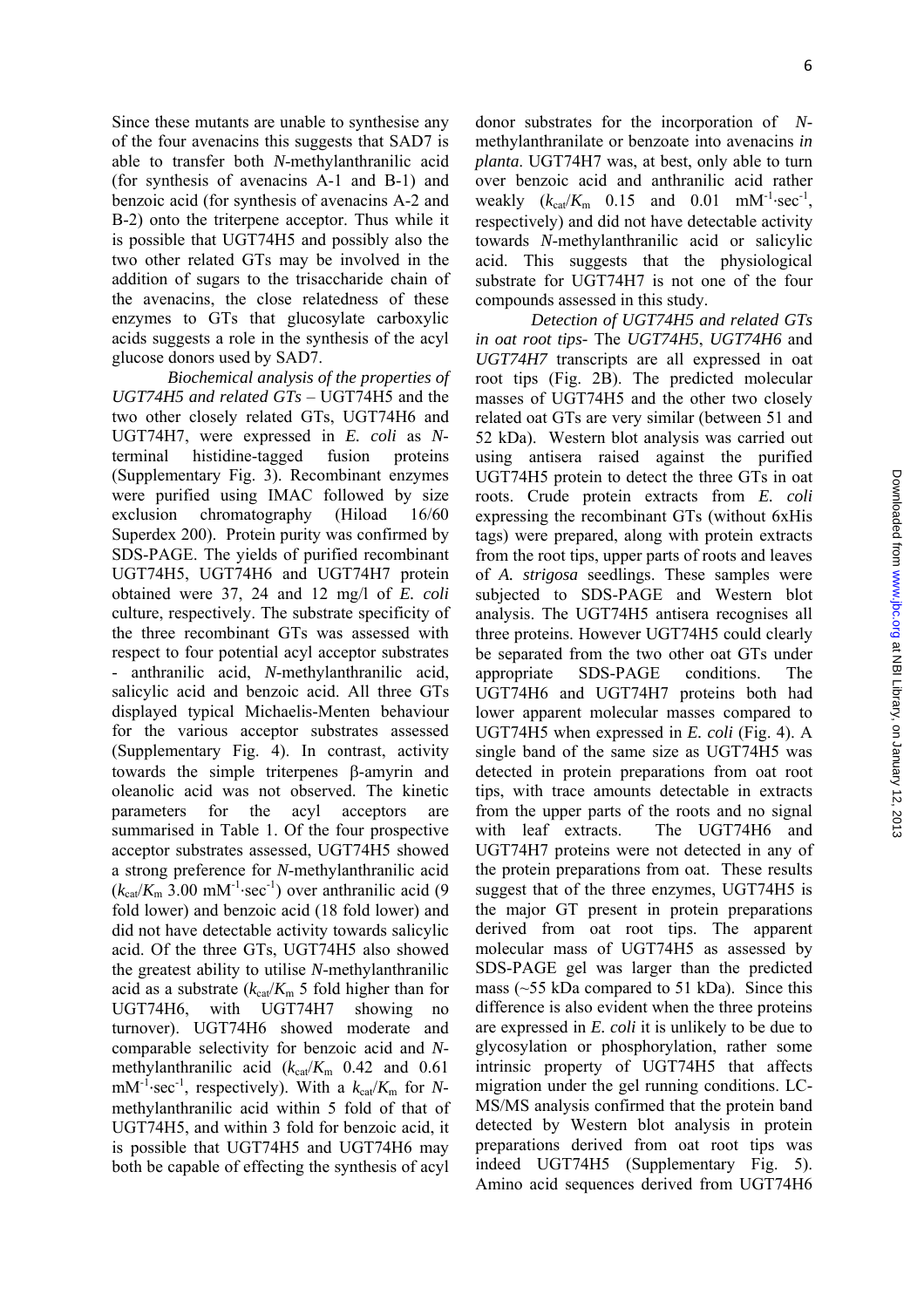Since these mutants are unable to synthesise any of the four avenacins this suggests that SAD7 is able to transfer both *N*-methylanthranilic acid (for synthesis of avenacins A-1 and B-1) and benzoic acid (for synthesis of avenacins A-2 and B-2) onto the triterpene acceptor. Thus while it is possible that UGT74H5 and possibly also the two other related GTs may be involved in the addition of sugars to the trisaccharide chain of the avenacins, the close relatedness of these enzymes to GTs that glucosylate carboxylic acids suggests a role in the synthesis of the acyl glucose donors used by SAD7.

*Biochemical analysis of the properties of UGT74H5 and related GTs* – UGT74H5 and the two other closely related GTs, UGT74H6 and UGT74H7, were expressed in *E. coli* as *N*-terminal histidine-tagged fusion proteins (Supplementary Fig. 3). Recombinant enzymes were purified using IMAC followed by size exclusion chromatography (Hiload 16/60 Superdex 200). Protein purity was confirmed by SDS-PAGE. The yields of purified recombinant UGT74H5, UGT74H6 and UGT74H7 protein obtained were 37, 24 and 12 mg/l of *E. coli* culture, respectively. The substrate specificity of the three recombinant GTs was assessed with respect to four potential acyl acceptor substrates - anthranilic acid, *N*-methylanthranilic acid, salicylic acid and benzoic acid. All three GTs displayed typical Michaelis-Menten behaviour for the various acceptor substrates assessed (Supplementary Fig. 4). In contrast, activity towards the simple triterpenes β-amyrin and oleanolic acid was not observed. The kinetic parameters for the acyl acceptors are summarised in Table 1. Of the four prospective acceptor substrates assessed, UGT74H5 showed a strong preference for *N*-methylanthranilic acid ($k_{cat}/K_m$ 3.00 $mM^{-1}{\cdot}sec^{-1}$) over anthranilic acid (9 fold lower) and benzoic acid (18 fold lower) and did not have detectable activity towards salicylic acid. Of the three GTs, UGT74H5 also showed the greatest ability to utilise *N*-methylanthranilic acid as a substrate ($k_{cat}/K_m$ 5 fold higher than for UGT74H6, with UGT74H7 showing no turnover). UGT74H6 showed moderate and comparable selectivity for benzoic acid and *N*-methylanthranilic acid ($k_{cat}/K_m$ 0.42 and 0.61 $mM^{-1}{\cdot}sec^{-1}$, respectively). With a $k_{cat}/K_m$ for *N*-methylanthranilic acid within 5 fold of that of UGT74H5, and within 3 fold for benzoic acid, it is possible that UGT74H5 and UGT74H6 may both be capable of effecting the synthesis of acyl donor substrates for the incorporation of *N*-methylanthranilate or benzoate into avenacins *in planta*. UGT74H7 was, at best, only able to turn over benzoic acid and anthranilic acid rather weakly ($k_{cat}/K_m$ 0.15 and 0.01 $mM^{-1}{\cdot}sec^{-1}$, respectively) and did not have detectable activity towards *N*-methylanthranilic acid or salicylic acid. This suggests that the physiological substrate for UGT74H7 is not one of the four compounds assessed in this study.

*Detection of UGT74H5 and related GTs in oat root tips-* The *UGT74H5*, *UGT74H6* and *UGT74H7* transcripts are all expressed in oat root tips (Fig. 2B). The predicted molecular masses of UGT74H5 and the other two closely related oat GTs are very similar (between 51 and 52 kDa). Western blot analysis was carried out using antisera raised against the purified UGT74H5 protein to detect the three GTs in oat roots. Crude protein extracts from *E. coli* expressing the recombinant GTs (without 6xHis tags) were prepared, along with protein extracts from the root tips, upper parts of roots and leaves of *A. strigosa* seedlings. These samples were subjected to SDS-PAGE and Western blot analysis. The UGT74H5 antisera recognises all three proteins. However UGT74H5 could clearly be separated from the two other oat GTs under appropriate SDS-PAGE conditions. The UGT74H6 and UGT74H7 proteins both had lower apparent molecular masses compared to UGT74H5 when expressed in *E. coli* (Fig. 4). A single band of the same size as UGT74H5 was detected in protein preparations from oat root tips, with trace amounts detectable in extracts from the upper parts of the roots and no signal with leaf extracts. The UGT74H6 and UGT74H7 proteins were not detected in any of the protein preparations from oat. These results suggest that of the three enzymes, UGT74H5 is the major GT present in protein preparations derived from oat root tips. The apparent molecular mass of UGT74H5 as assessed by SDS-PAGE gel was larger than the predicted mass (~55 kDa compared to 51 kDa). Since this difference is also evident when the three proteins are expressed in *E. coli* it is unlikely to be due to glycosylation or phosphorylation, rather some intrinsic property of UGT74H5 that affects migration under the gel running conditions. LC-MS/MS analysis confirmed that the protein band detected by Western blot analysis in protein preparations derived from oat root tips was indeed UGT74H5 (Supplementary Fig. 5). Amino acid sequences derived from UGT74H6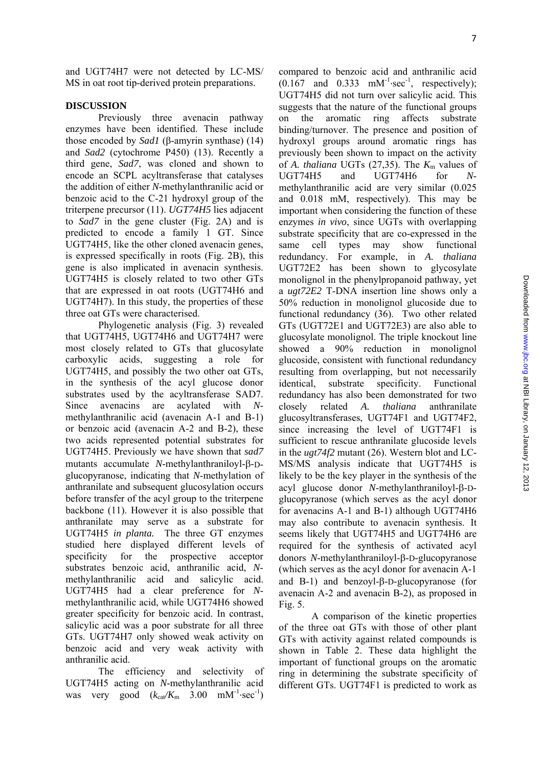and UGT74H7 were not detected by LC-MS/MS in oat root tip-derived protein preparations.

## DISCUSSION

Previously three avenacin pathway enzymes have been identified. These include those encoded by *Sad1* (β-amyrin synthase) (14) and *Sad2* (cytochrome P450) (13). Recently a third gene, *Sad7*, was cloned and shown to encode an SCPL acyltransferase that catalyses the addition of either *N*-methylanthranilic acid or benzoic acid to the C-21 hydroxyl group of the triterpene precursor (11). *UGT74H5* lies adjacent to *Sad7* in the gene cluster (Fig. 2A) and is predicted to encode a family 1 GT. Since UGT74H5, like the other cloned avenacin genes, is expressed specifically in roots (Fig. 2B), this gene is also implicated in avenacin synthesis. UGT74H5 is closely related to two other GTs that are expressed in oat roots (UGT74H6 and UGT74H7). In this study, the properties of these three oat GTs were characterised.

Phylogenetic analysis (Fig. 3) revealed that UGT74H5, UGT74H6 and UGT74H7 were most closely related to GTs that glucosylate carboxylic acids, suggesting a role for UGT74H5, and possibly the two other oat GTs, in the synthesis of the acyl glucose donor substrates used by the acyltransferase SAD7. Since avenacins are acylated with *N*-methylanthranilic acid (avenacin A-1 and B-1) or benzoic acid (avenacin A-2 and B-2), these two acids represented potential substrates for UGT74H5. Previously we have shown that *sad7* mutants accumulate *N*-methylanthraniloyl-β-D-glucopyranose, indicating that *N*-methylation of anthranilate and subsequent glucosylation occurs before transfer of the acyl group to the triterpene backbone (11). However it is also possible that anthranilate may serve as a substrate for UGT74H5 *in planta.* The three GT enzymes studied here displayed different levels of specificity for the prospective acceptor substrates benzoic acid, anthranilic acid, *N*-methylanthranilic acid and salicylic acid. UGT74H5 had a clear preference for *N*-methylanthranilic acid, while UGT74H6 showed greater specificity for benzoic acid. In contrast, salicylic acid was a poor substrate for all three GTs. UGT74H7 only showed weak activity on benzoic acid and very weak activity with anthranilic acid.

The efficiency and selectivity of UGT74H5 acting on *N*-methylanthranilic acid was very good ($k_{cat}/K_m$ 3.00 $mM^{-1}\cdot sec^{-1}$) compared to benzoic acid and anthranilic acid (0.167 and 0.333 $mM^{-1}\cdot sec^{-1}$, respectively); UGT74H5 did not turn over salicylic acid. This suggests that the nature of the functional groups on the aromatic ring affects substrate binding/turnover. The presence and position of hydroxyl groups around aromatic rings has previously been shown to impact on the activity of *A. thaliana* UGTs (27,35). The $K_m$ values of UGT74H5 and UGT74H6 for *N*-methylanthranilic acid are very similar (0.025 and 0.018 mM, respectively). This may be important when considering the function of these enzymes *in vivo*, since UGTs with overlapping substrate specificity that are co-expressed in the same cell types may show functional redundancy. For example, in *A. thaliana* UGT72E2 has been shown to glycosylate monolignol in the phenylpropanoid pathway, yet a *ugt72E2* T-DNA insertion line shows only a 50% reduction in monolignol glucoside due to functional redundancy (36). Two other related GTs (UGT72E1 and UGT72E3) are also able to glucosylate monolignol. The triple knockout line showed a 90% reduction in monolignol glucoside, consistent with functional redundancy resulting from overlapping, but not necessarily identical, substrate specificity. Functional redundancy has also been demonstrated for two closely related *A. thaliana* anthranilate glucosyltransferases, UGT74F1 and UGT74F2, since increasing the level of UGT74F1 is sufficient to rescue anthranilate glucoside levels in the *ugt74f2* mutant (26). Western blot and LC-MS/MS analysis indicate that UGT74H5 is likely to be the key player in the synthesis of the acyl glucose donor *N*-methylanthraniloyl-β-D-glucopyranose (which serves as the acyl donor for avenacins A-1 and B-1) although UGT74H6 may also contribute to avenacin synthesis. It seems likely that UGT74H5 and UGT74H6 are required for the synthesis of activated acyl donors *N*-methylanthraniloyl-β-D-glucopyranose (which serves as the acyl donor for avenacin A-1 and B-1) and benzoyl-β-D-glucopyranose (for avenacin A-2 and avenacin B-2), as proposed in Fig. 5.

A comparison of the kinetic properties of the three oat GTs with those of other plant GTs with activity against related compounds is shown in Table 2. These data highlight the important of functional groups on the aromatic ring in determining the substrate specificity of different GTs. UGT74F1 is predicted to work as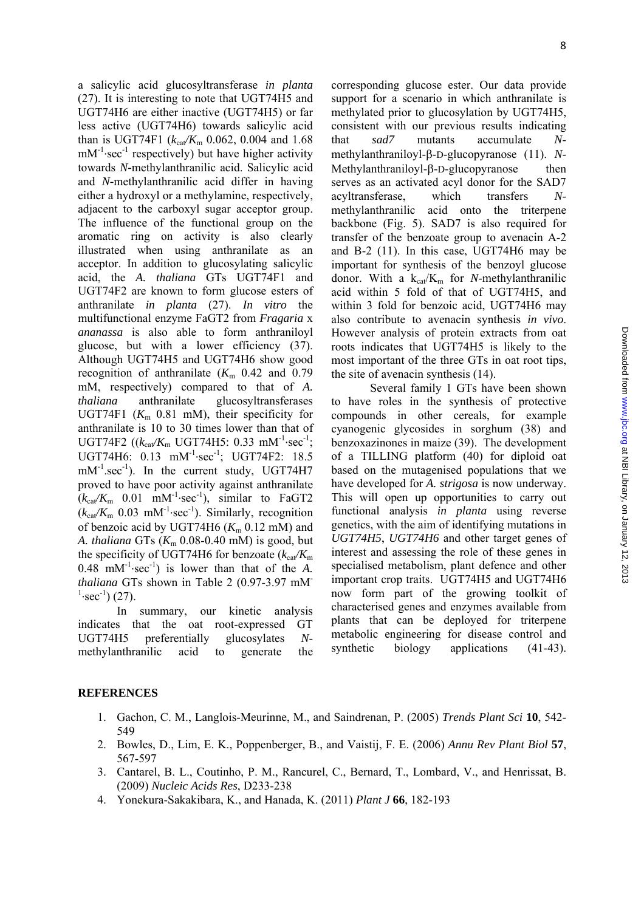a salicylic acid glucosyltransferase *in planta* (27). It is interesting to note that UGT74H5 and UGT74H6 are either inactive (UGT74H5) or far less active (UGT74H6) towards salicylic acid than is UGT74F1 ($k_{cat}/K_m$ 0.062, 0.004 and 1.68 $mM^{-1}\cdot sec^{-1}$ respectively) but have higher activity towards *N*-methylanthranilic acid. Salicylic acid and *N*-methylanthranilic acid differ in having either a hydroxyl or a methylamine, respectively, adjacent to the carboxyl sugar acceptor group. The influence of the functional group on the aromatic ring on activity is also clearly illustrated when using anthranilate as an acceptor. In addition to glucosylating salicylic acid, the *A. thaliana* GTs UGT74F1 and UGT74F2 are known to form glucose esters of anthranilate *in planta* (27). *In vitro* the multifunctional enzyme FaGT2 from *Fragaria* x *ananassa* is also able to form anthraniloyl glucose, but with a lower efficiency (37). Although UGT74H5 and UGT74H6 show good recognition of anthranilate ($K_m$ 0.42 and 0.79 mM, respectively) compared to that of *A. thaliana* anthranilate glucosyltransferases UGT74F1 ($K_m$ 0.81 mM), their specificity for anthranilate is 10 to 30 times lower than that of UGT74F2 (($k_{cat}/K_m$ UGT74H5: 0.33 $mM^{-1}\cdot sec^{-1}$; UGT74H6: 0.13 $mM^{-1}\cdot sec^{-1}$; UGT74F2: 18.5 $mM^{-1}.sec^{-1}$). In the current study, UGT74H7 proved to have poor activity against anthranilate ($k_{cat}/K_m$ 0.01 $mM^{-1}\cdot sec^{-1}$), similar to FaGT2 ($k_{cat}/K_m$ 0.03 $mM^{-1}\cdot sec^{-1}$). Similarly, recognition of benzoic acid by UGT74H6 ($K_m$ 0.12 mM) and *A. thaliana* GTs ($K_m$ 0.08-0.40 mM) is good, but the specificity of UGT74H6 for benzoate ($k_{cat}/K_m$ 0.48 $mM^{-1}\cdot sec^{-1}$) is lower than that of the *A. thaliana* GTs shown in Table 2 (0.97-3.97 $mM^{-1}\cdot sec^{-1}$) (27).

In summary, our kinetic analysis indicates that the oat root-expressed GT UGT74H5 preferentially glucosylates *N*-methylanthranilic acid to generate the corresponding glucose ester. Our data provide support for a scenario in which anthranilate is methylated prior to glucosylation by UGT74H5, consistent with our previous results indicating that *sad7* mutants accumulate *N*-methylanthraniloyl-β-D-glucopyranose (11). *N*-Methylanthraniloyl-β-D-glucopyranose then serves as an activated acyl donor for the SAD7 acyltransferase, which transfers *N*-methylanthranilic acid onto the triterpene backbone (Fig. 5). SAD7 is also required for transfer of the benzoate group to avenacin A-2 and B-2 (11). In this case, UGT74H6 may be important for synthesis of the benzoyl glucose donor. With a $k_{cat}/K_m$ for *N*-methylanthranilic acid within 5 fold of that of UGT74H5, and within 3 fold for benzoic acid, UGT74H6 may also contribute to avenacin synthesis *in vivo*. However analysis of protein extracts from oat roots indicates that UGT74H5 is likely to the most important of the three GTs in oat root tips, the site of avenacin synthesis (14).

Several family 1 GTs have been shown to have roles in the synthesis of protective compounds in other cereals, for example cyanogenic glycosides in sorghum (38) and benzoxazinones in maize (39). The development of a TILLING platform (40) for diploid oat based on the mutagenised populations that we have developed for *A. strigosa* is now underway. This will open up opportunities to carry out functional analysis *in planta* using reverse genetics, with the aim of identifying mutations in *UGT74H5*, *UGT74H6* and other target genes of interest and assessing the role of these genes in specialised metabolism, plant defence and other important crop traits. UGT74H5 and UGT74H6 now form part of the growing toolkit of characterised genes and enzymes available from plants that can be deployed for triterpene metabolic engineering for disease control and synthetic biology applications (41-43).

## REFERENCES

1. Gachon, C. M., Langlois-Meurinne, M., and Saindrenan, P. (2005) *Trends Plant Sci* **10**, 542-549
2. Bowles, D., Lim, E. K., Poppenberger, B., and Vaistij, F. E. (2006) *Annu Rev Plant Biol* **57**, 567-597
3. Cantarel, B. L., Coutinho, P. M., Rancurel, C., Bernard, T., Lombard, V., and Henrissat, B. (2009) *Nucleic Acids Res*, D233-238
4. Yonekura-Sakakibara, K., and Hanada, K. (2011) *Plant J* **66**, 182-193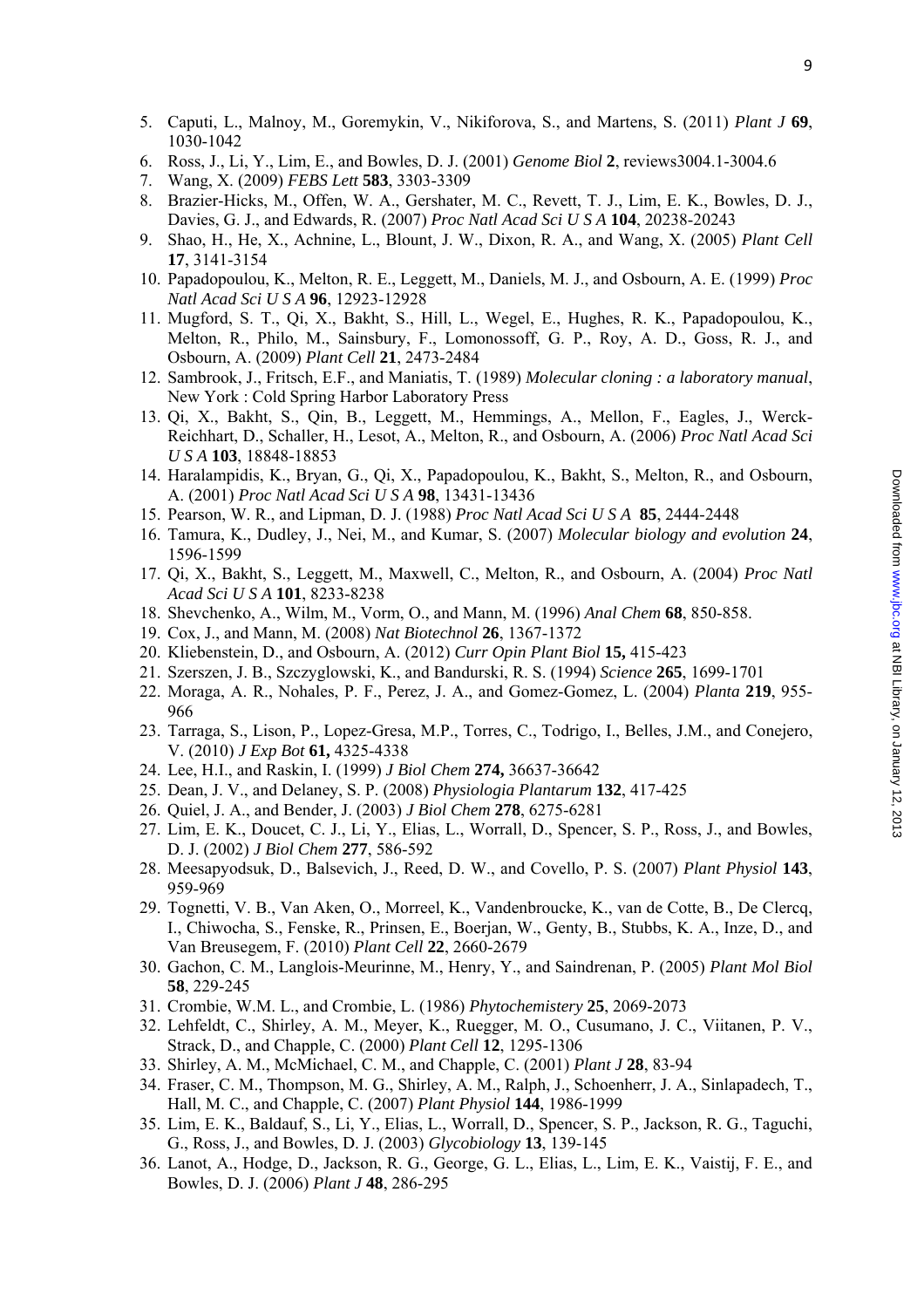5. Caputi, L., Malnoy, M., Goremykin, V., Nikiforova, S., and Martens, S. (2011) *Plant J* **69**, 1030-1042
6. Ross, J., Li, Y., Lim, E., and Bowles, D. J. (2001) *Genome Biol* **2**, reviews3004.1-3004.6
7. Wang, X. (2009) *FEBS Lett* **583**, 3303-3309
8. Brazier-Hicks, M., Offen, W. A., Gershater, M. C., Revett, T. J., Lim, E. K., Bowles, D. J., Davies, G. J., and Edwards, R. (2007) *Proc Natl Acad Sci U S A* **104**, 20238-20243
9. Shao, H., He, X., Achnine, L., Blount, J. W., Dixon, R. A., and Wang, X. (2005) *Plant Cell* **17**, 3141-3154
10. Papadopoulou, K., Melton, R. E., Leggett, M., Daniels, M. J., and Osbourn, A. E. (1999) *Proc Natl Acad Sci U S A* **96**, 12923-12928
11. Mugford, S. T., Qi, X., Bakht, S., Hill, L., Wegel, E., Hughes, R. K., Papadopoulou, K., Melton, R., Philo, M., Sainsbury, F., Lomonossoff, G. P., Roy, A. D., Goss, R. J., and Osbourn, A. (2009) *Plant Cell* **21**, 2473-2484
12. Sambrook, J., Fritsch, E.F., and Maniatis, T. (1989) *Molecular cloning : a laboratory manual*, New York : Cold Spring Harbor Laboratory Press
13. Qi, X., Bakht, S., Qin, B., Leggett, M., Hemmings, A., Mellon, F., Eagles, J., Werck-Reichhart, D., Schaller, H., Lesot, A., Melton, R., and Osbourn, A. (2006) *Proc Natl Acad Sci U S A* **103**, 18848-18853
14. Haralampidis, K., Bryan, G., Qi, X., Papadopoulou, K., Bakht, S., Melton, R., and Osbourn, A. (2001) *Proc Natl Acad Sci U S A* **98**, 13431-13436
15. Pearson, W. R., and Lipman, D. J. (1988) *Proc Natl Acad Sci U S A* **85**, 2444-2448
16. Tamura, K., Dudley, J., Nei, M., and Kumar, S. (2007) *Molecular biology and evolution* **24**, 1596-1599
17. Qi, X., Bakht, S., Leggett, M., Maxwell, C., Melton, R., and Osbourn, A. (2004) *Proc Natl Acad Sci U S A* **101**, 8233-8238
18. Shevchenko, A., Wilm, M., Vorm, O., and Mann, M. (1996) *Anal Chem* **68**, 850-858.
19. Cox, J., and Mann, M. (2008) *Nat Biotechnol* **26**, 1367-1372
20. Kliebenstein, D., and Osbourn, A. (2012) *Curr Opin Plant Biol* **15,** 415-423
21. Szerszen, J. B., Szczyglowski, K., and Bandurski, R. S. (1994) *Science* **265**, 1699-1701
22. Moraga, A. R., Nohales, P. F., Perez, J. A., and Gomez-Gomez, L. (2004) *Planta* **219**, 955-966
23. Tarraga, S., Lison, P., Lopez-Gresa, M.P., Torres, C., Todrigo, I., Belles, J.M., and Conejero, V. (2010) *J Exp Bot* **61,** 4325-4338
24. Lee, H.I., and Raskin, I. (1999) *J Biol Chem* **274,** 36637-36642
25. Dean, J. V., and Delaney, S. P. (2008) *Physiologia Plantarum* **132**, 417-425
26. Quiel, J. A., and Bender, J. (2003) *J Biol Chem* **278**, 6275-6281
27. Lim, E. K., Doucet, C. J., Li, Y., Elias, L., Worrall, D., Spencer, S. P., Ross, J., and Bowles, D. J. (2002) *J Biol Chem* **277**, 586-592
28. Meesapyodsuk, D., Balsevich, J., Reed, D. W., and Covello, P. S. (2007) *Plant Physiol* **143**, 959-969
29. Tognetti, V. B., Van Aken, O., Morreel, K., Vandenbroucke, K., van de Cotte, B., De Clercq, I., Chiwocha, S., Fenske, R., Prinsen, E., Boerjan, W., Genty, B., Stubbs, K. A., Inze, D., and Van Breusegem, F. (2010) *Plant Cell* **22**, 2660-2679
30. Gachon, C. M., Langlois-Meurinne, M., Henry, Y., and Saindrenan, P. (2005) *Plant Mol Biol* **58**, 229-245
31. Crombie, W.M. L., and Crombie, L. (1986) *Phytochemistery* **25**, 2069-2073
32. Lehfeldt, C., Shirley, A. M., Meyer, K., Ruegger, M. O., Cusumano, J. C., Viitanen, P. V., Strack, D., and Chapple, C. (2000) *Plant Cell* **12**, 1295-1306
33. Shirley, A. M., McMichael, C. M., and Chapple, C. (2001) *Plant J* **28**, 83-94
34. Fraser, C. M., Thompson, M. G., Shirley, A. M., Ralph, J., Schoenherr, J. A., Sinlapadech, T., Hall, M. C., and Chapple, C. (2007) *Plant Physiol* **144**, 1986-1999
35. Lim, E. K., Baldauf, S., Li, Y., Elias, L., Worrall, D., Spencer, S. P., Jackson, R. G., Taguchi, G., Ross, J., and Bowles, D. J. (2003) *Glycobiology* **13**, 139-145
36. Lanot, A., Hodge, D., Jackson, R. G., George, G. L., Elias, L., Lim, E. K., Vaistij, F. E., and Bowles, D. J. (2006) *Plant J* **48**, 286-295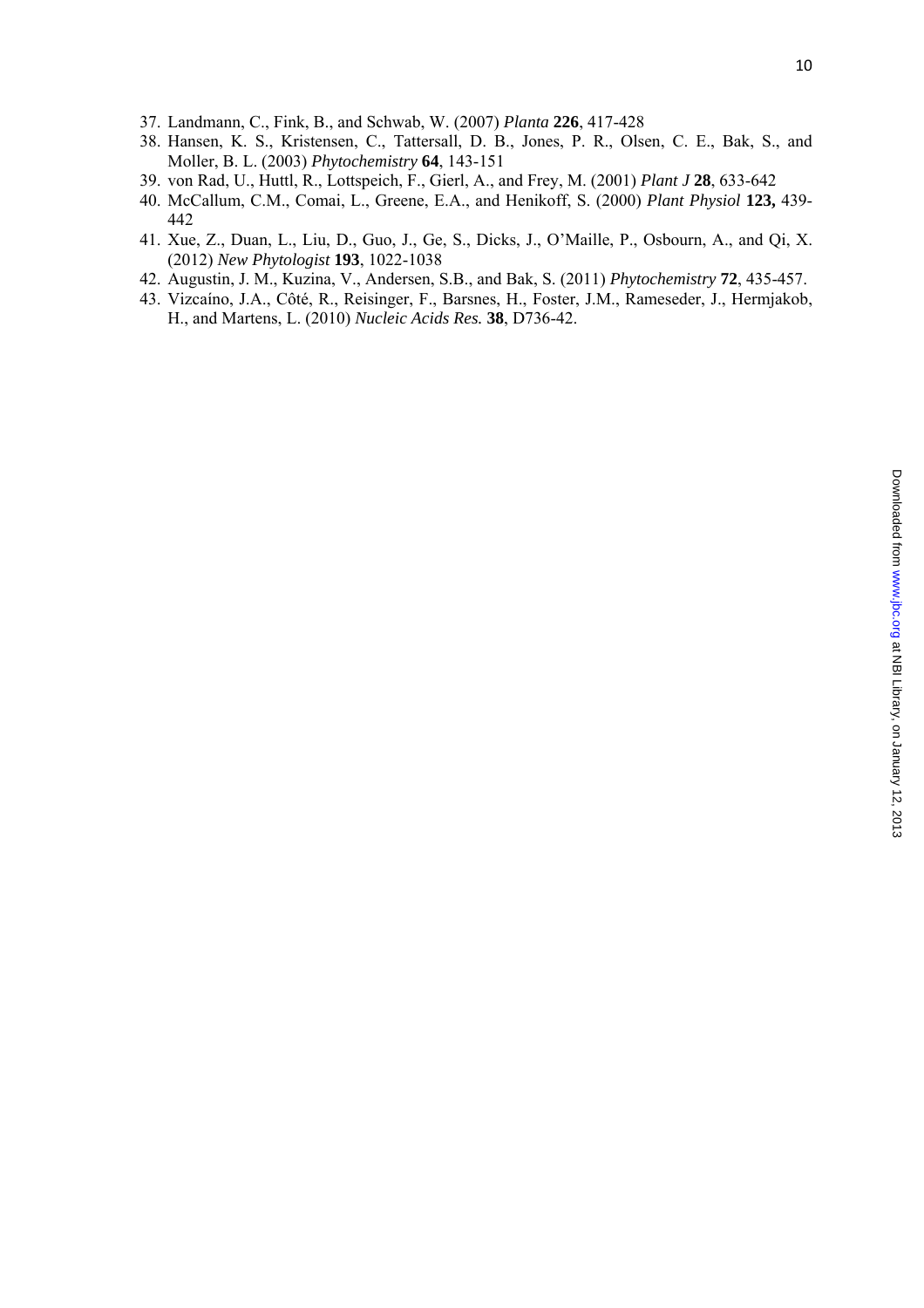37. Landmann, C., Fink, B., and Schwab, W. (2007) *Planta* **226**, 417-428
38. Hansen, K. S., Kristensen, C., Tattersall, D. B., Jones, P. R., Olsen, C. E., Bak, S., and Moller, B. L. (2003) *Phytochemistry* **64**, 143-151
39. von Rad, U., Huttl, R., Lottspeich, F., Gierl, A., and Frey, M. (2001) *Plant J* **28**, 633-642
40. McCallum, C.M., Comai, L., Greene, E.A., and Henikoff, S. (2000) *Plant Physiol* **123,** 439-442
41. Xue, Z., Duan, L., Liu, D., Guo, J., Ge, S., Dicks, J., O'Maille, P., Osbourn, A., and Qi, X. (2012) *New Phytologist* **193**, 1022-1038
42. Augustin, J. M., Kuzina, V., Andersen, S.B., and Bak, S. (2011) *Phytochemistry* **72**, 435-457.
43. Vizcaíno, J.A., Côté, R., Reisinger, F., Barsnes, H., Foster, J.M., Rameseder, J., Hermjakob, H., and Martens, L. (2010) *Nucleic Acids Res.* **38**, D736-42.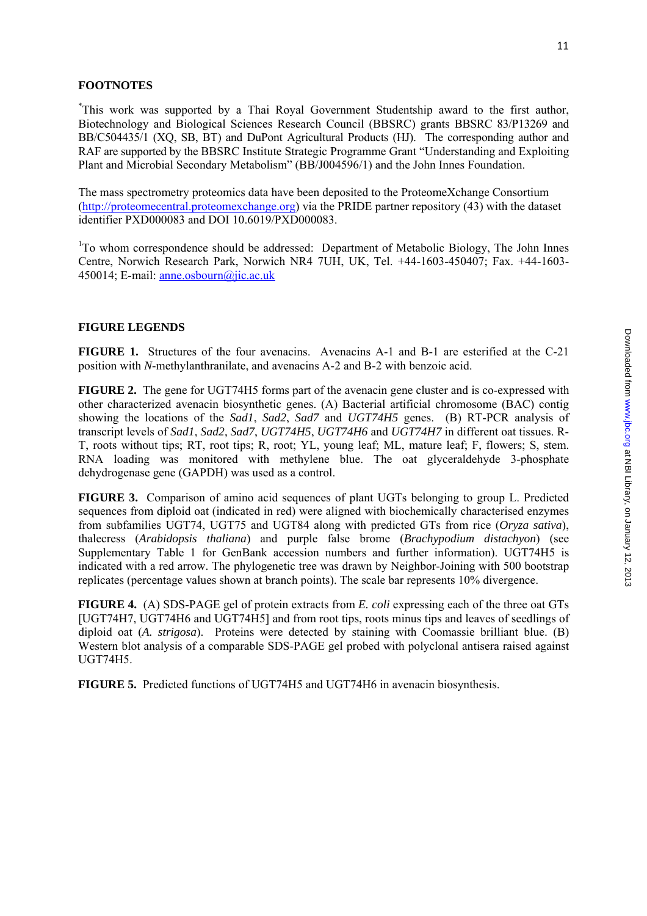## FOOTNOTES

[*]This work was supported by a Thai Royal Government Studentship award to the first author, Biotechnology and Biological Sciences Research Council (BBSRC) grants BBSRC 83/P13269 and BB/C504435/1 (XQ, SB, BT) and DuPont Agricultural Products (HJ). The corresponding author and RAF are supported by the BBSRC Institute Strategic Programme Grant "Understanding and Exploiting Plant and Microbial Secondary Metabolism" (BB/J004596/1) and the John Innes Foundation.

The mass spectrometry proteomics data have been deposited to the ProteomeXchange Consortium (http://proteomecentral.proteomexchange.org) via the PRIDE partner repository (43) with the dataset identifier PXD000083 and DOI 10.6019/PXD000083.

[1]To whom correspondence should be addressed: Department of Metabolic Biology, The John Innes Centre, Norwich Research Park, Norwich NR4 7UH, UK, Tel. +44-1603-450407; Fax. +44-1603-450014; E-mail: anne.osbourn@jic.ac.uk

## FIGURE LEGENDS

**FIGURE 1.** Structures of the four avenacins. Avenacins A-1 and B-1 are esterified at the C-21 position with *N*-methylanthranilate, and avenacins A-2 and B-2 with benzoic acid.

**FIGURE 2.** The gene for UGT74H5 forms part of the avenacin gene cluster and is co-expressed with other characterized avenacin biosynthetic genes. (A) Bacterial artificial chromosome (BAC) contig showing the locations of the *Sad1*, *Sad2*, *Sad7* and *UGT74H5* genes. (B) RT-PCR analysis of transcript levels of *Sad1*, *Sad2*, *Sad7*, *UGT74H5*, *UGT74H6* and *UGT74H7* in different oat tissues. R-T, roots without tips; RT, root tips; R, root; YL, young leaf; ML, mature leaf; F, flowers; S, stem. RNA loading was monitored with methylene blue. The oat glyceraldehyde 3-phosphate dehydrogenase gene (GAPDH) was used as a control.

**FIGURE 3.** Comparison of amino acid sequences of plant UGTs belonging to group L. Predicted sequences from diploid oat (indicated in red) were aligned with biochemically characterised enzymes from subfamilies UGT74, UGT75 and UGT84 along with predicted GTs from rice (*Oryza sativa*), thalecress (*Arabidopsis thaliana*) and purple false brome (*Brachypodium distachyon*) (see Supplementary Table 1 for GenBank accession numbers and further information). UGT74H5 is indicated with a red arrow. The phylogenetic tree was drawn by Neighbor-Joining with 500 bootstrap replicates (percentage values shown at branch points). The scale bar represents 10% divergence.

**FIGURE 4.** (A) SDS-PAGE gel of protein extracts from *E. coli* expressing each of the three oat GTs [UGT74H7, UGT74H6 and UGT74H5] and from root tips, roots minus tips and leaves of seedlings of diploid oat (*A. strigosa*). Proteins were detected by staining with Coomassie brilliant blue. (B) Western blot analysis of a comparable SDS-PAGE gel probed with polyclonal antisera raised against UGT74H5.

**FIGURE 5.** Predicted functions of UGT74H5 and UGT74H6 in avenacin biosynthesis.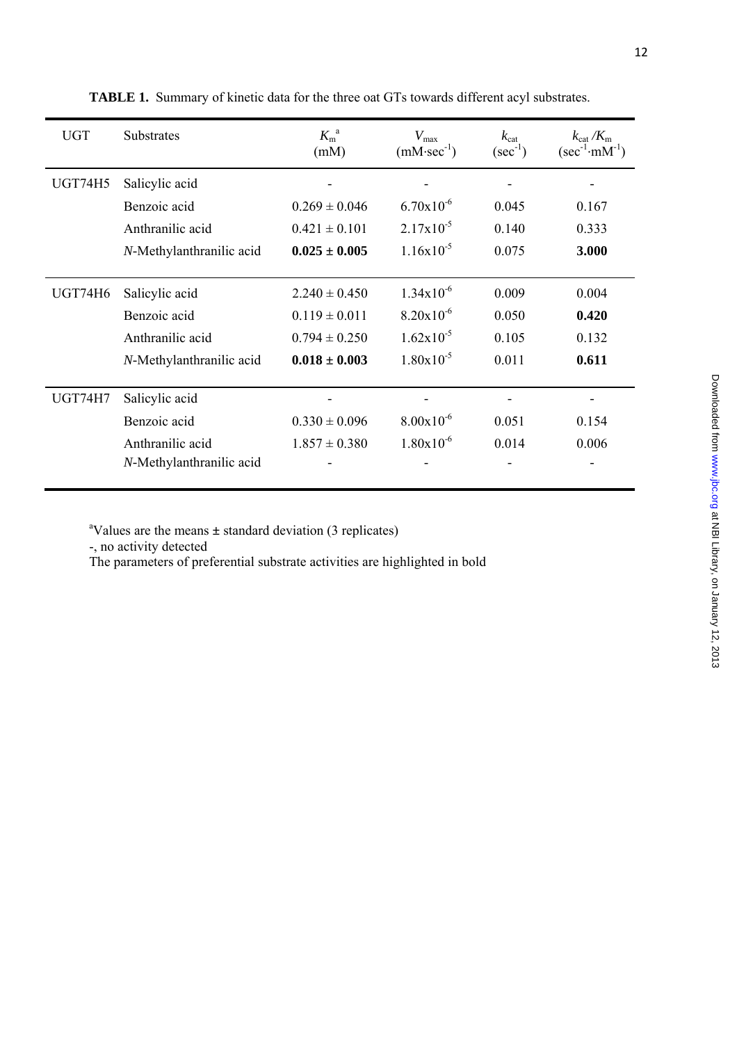**TABLE 1.** Summary of kinetic data for the three oat GTs towards different acyl substrates.

| UGT | Substrates | $K_m$ [a] (mM) | $V_{max}$ ($mM \cdot sec^{-1}$) | $k_{cat}$ ($sec^{-1}$) | $k_{cat}/K_m$ ($sec^{-1} \cdot mM^{-1}$) |
|---|---|---|---|---|---|
| UGT74H5 | Salicylic acid | - | - | - | - |
| | Benzoic acid | 0.269 ± 0.046 | $6.70 \times 10^{-6}$ | 0.045 | 0.167 |
| | Anthranilic acid | 0.421 ± 0.101 | $2.17 \times 10^{-5}$ | 0.140 | 0.333 |
| | *N*-Methylanthranilic acid | **0.025 ± 0.005** | $1.16 \times 10^{-5}$ | 0.075 | **3.000** |
| UGT74H6 | Salicylic acid | 2.240 ± 0.450 | $1.34 \times 10^{-6}$ | 0.009 | 0.004 |
| | Benzoic acid | 0.119 ± 0.011 | $8.20 \times 10^{-6}$ | 0.050 | **0.420** |
| | Anthranilic acid | 0.794 ± 0.250 | $1.62 \times 10^{-5}$ | 0.105 | 0.132 |
| | *N*-Methylanthranilic acid | **0.018 ± 0.003** | $1.80 \times 10^{-5}$ | 0.011 | **0.611** |
| UGT74H7 | Salicylic acid | - | - | - | - |
| | Benzoic acid | 0.330 ± 0.096 | $8.00 \times 10^{-6}$ | 0.051 | 0.154 |
| | Anthranilic acid | 1.857 ± 0.380 | $1.80 \times 10^{-6}$ | 0.014 | 0.006 |
| | *N*-Methylanthranilic acid | - | - | - | - |

[a]Values are the means ± standard deviation (3 replicates)

-, no activity detected

The parameters of preferential substrate activities are highlighted in bold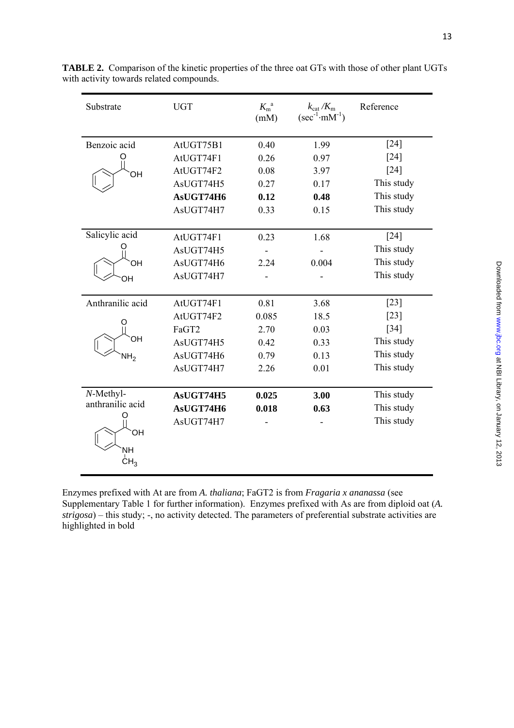**TABLE 2.** Comparison of the kinetic properties of the three oat GTs with those of other plant UGTs with activity towards related compounds.

| Substrate | UGT | $K_m$[a] (mM) | $k_{cat}/K_m$ ($sec^{-1}\cdot mM^{-1}$) | Reference |
|---|---|---|---|---|
| Benzoic acid | AtUGT75B1 | 0.40 | 1.99 | [24] |
| | AtUGT74F1 | 0.26 | 0.97 | [24] |
| | AtUGT74F2 | 0.08 | 3.97 | [24] |
| | AsUGT74H5 | 0.27 | 0.17 | This study |
| | **AsUGT74H6** | **0.12** | **0.48** | This study |
| | AsUGT74H7 | 0.33 | 0.15 | This study |
| Salicylic acid | AtUGT74F1 | 0.23 | 1.68 | [24] |
| | AsUGT74H5 | - | - | This study |
| | AsUGT74H6 | 2.24 | 0.004 | This study |
| | AsUGT74H7 | - | - | This study |
| Anthranilic acid | AtUGT74F1 | 0.81 | 3.68 | [23] |
| | AtUGT74F2 | 0.085 | 18.5 | [23] |
| | FaGT2 | 2.70 | 0.03 | [34] |
| | AsUGT74H5 | 0.42 | 0.33 | This study |
| | AsUGT74H6 | 0.79 | 0.13 | This study |
| | AsUGT74H7 | 2.26 | 0.01 | This study |
| *N*-Methyl-anthranilic acid | **AsUGT74H5** | **0.025** | **3.00** | This study |
| | **AsUGT74H6** | **0.018** | **0.63** | This study |
| | AsUGT74H7 | - | - | This study |

Enzymes prefixed with At are from *A. thaliana*; FaGT2 is from *Fragaria x ananassa* (see Supplementary Table 1 for further information). Enzymes prefixed with As are from diploid oat (*A. strigosa*) – this study; -, no activity detected. The parameters of preferential substrate activities are highlighted in bold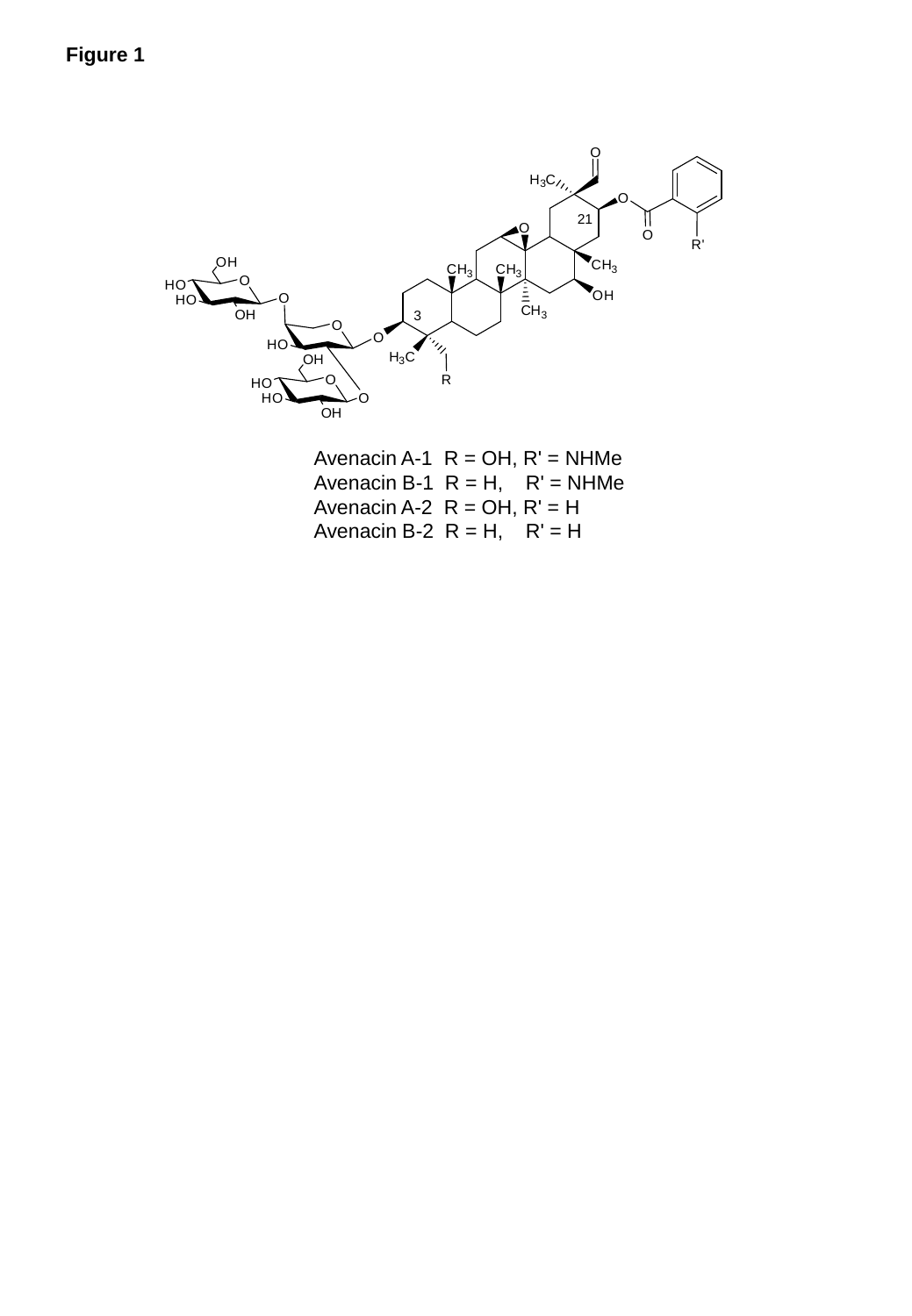**Figure 1**

Avenacin A-1 R = OH, R' = NHMe
Avenacin B-1 R = H, R' = NHMe
Avenacin A-2 R = OH, R' = H
Avenacin B-2 R = H, R' = H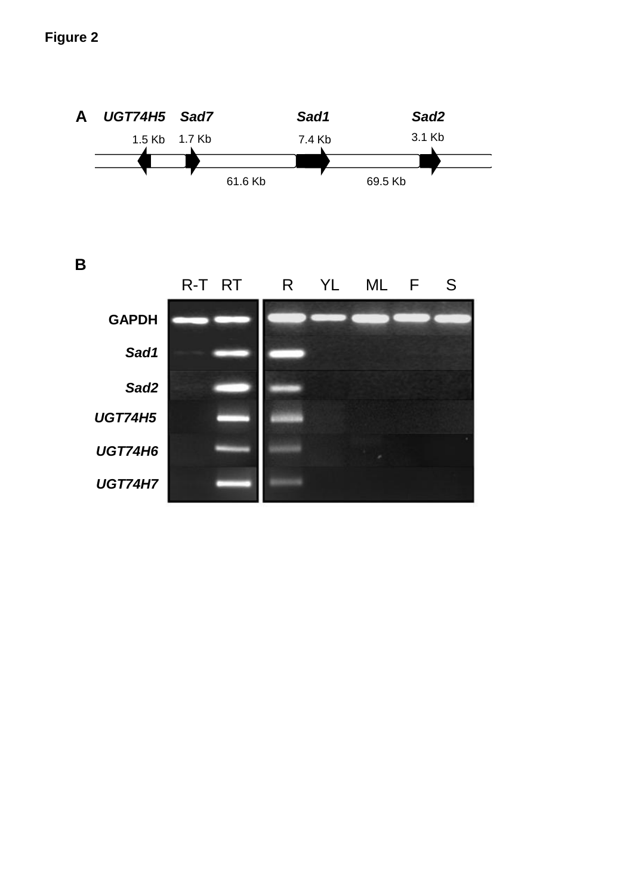# Figure 2

**A** *UGT74H5* *Sad7* *Sad1* *Sad2*

1.5 Kb 1.7 Kb 7.4 Kb 3.1 Kb

61.6 Kb 69.5 Kb

**B**

R-T RT R YL ML F S

GAPDH

*Sad1*

*Sad2*

*UGT74H5*

*UGT74H6*

*UGT74H7*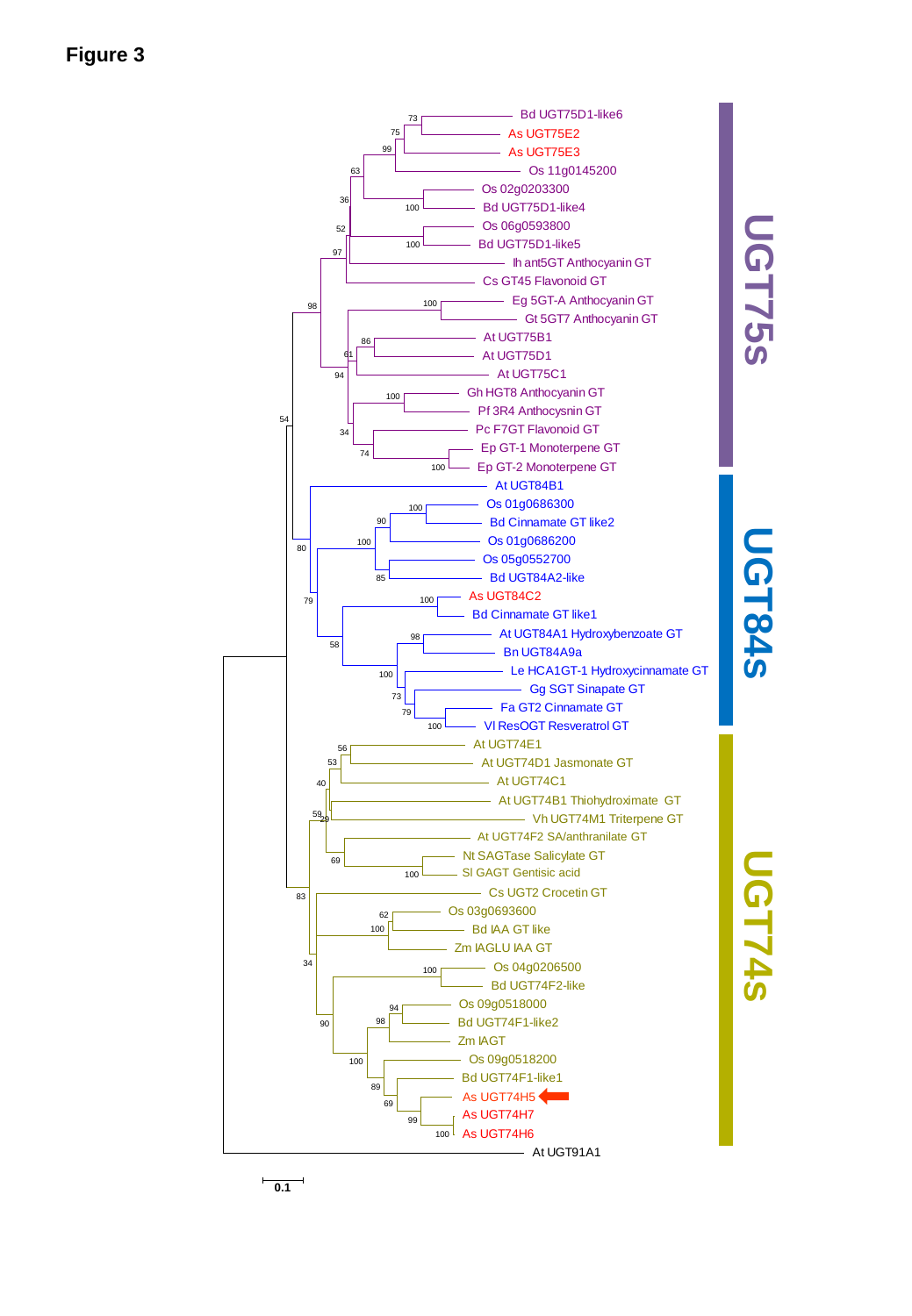**Figure 3**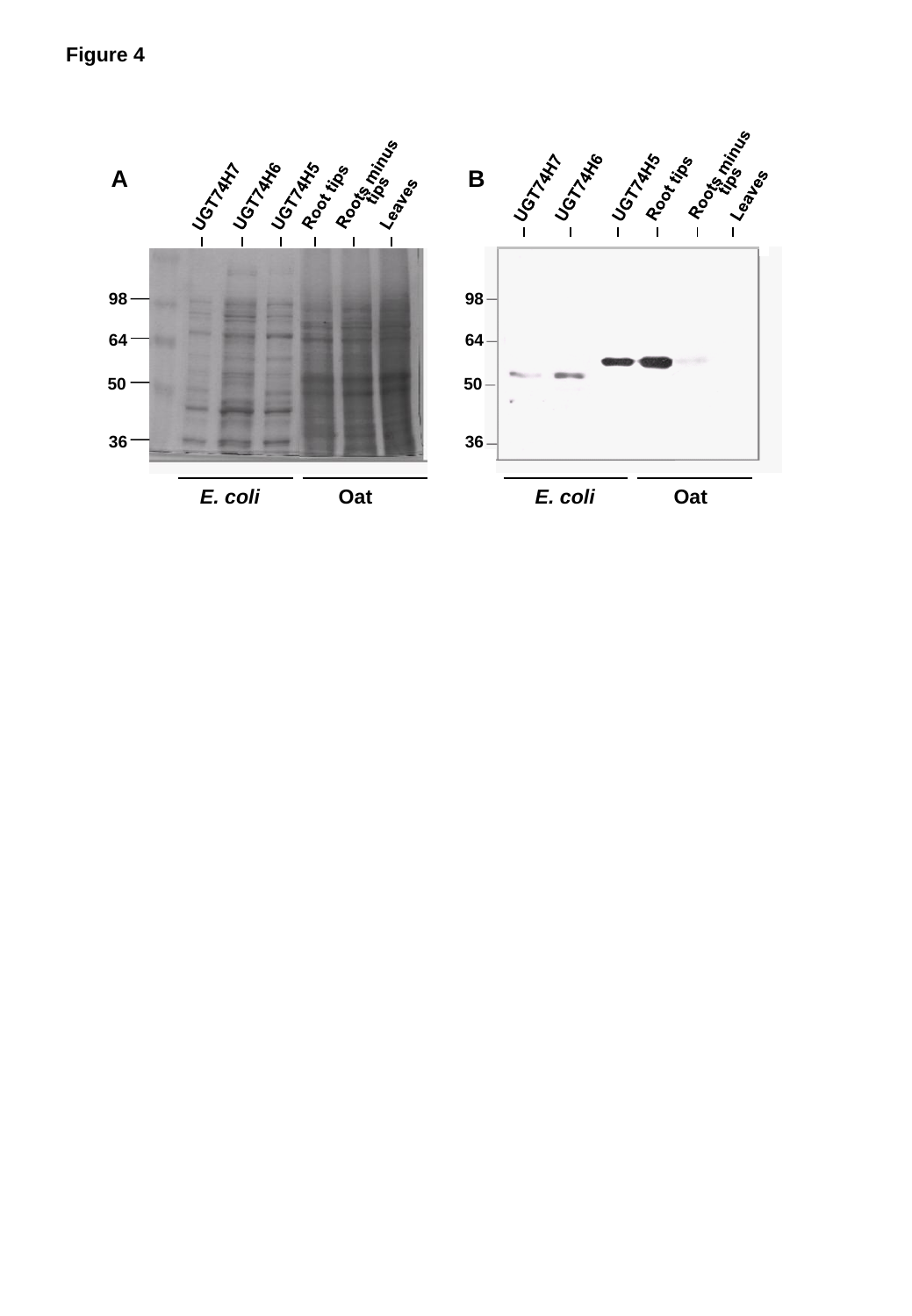**Figure 4**

A

UGT74H7 UGT74H6 UGT74H5 Root tips Roots minus tips Leaves

98
64
50
36

*E. coli* Oat

B

UGT74H7 UGT74H6 UGT74H5 Root tips Roots minus tips Leaves

98
64
50
36

*E. coli* Oat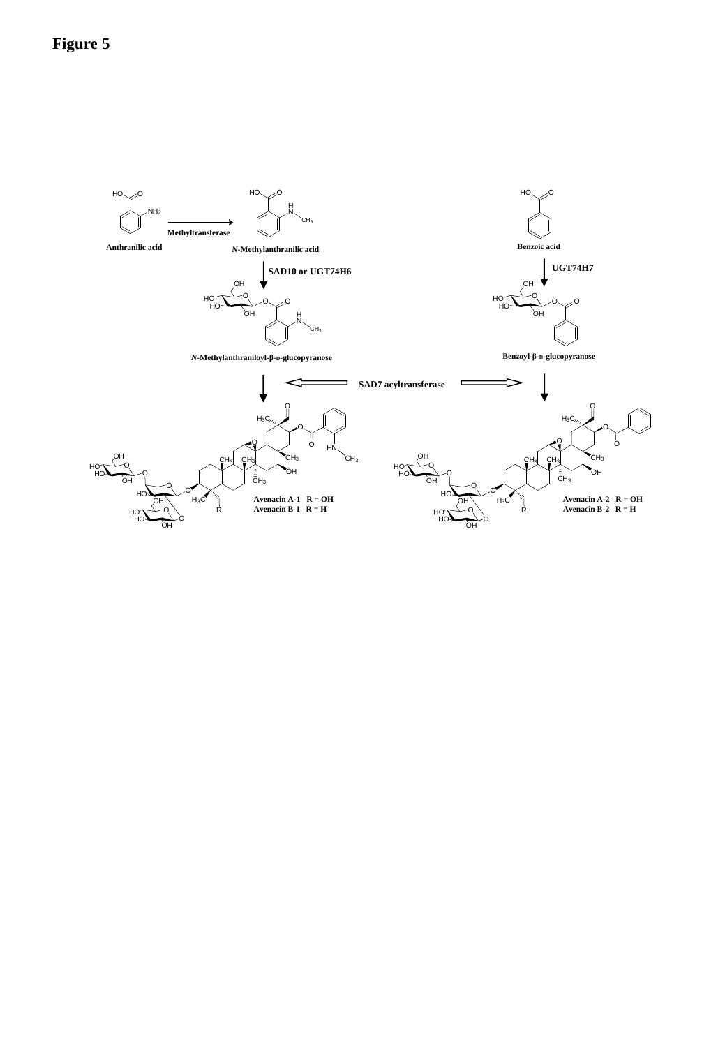# Figure 5

Anthranilic acid

Methyltransferase

*N*-Methylanthranilic acid

SAD10 or UGT74H6

*N*-Methylanthraniloyl-β-D-glucopyranose

Benzoic acid

UGT74H7

Benzoyl-β-D-glucopyranose

SAD7 acyltransferase

Avenacin A-1 R = OH
Avenacin B-1 R = H

Avenacin A-2 R = OH
Avenacin B-2 R = H